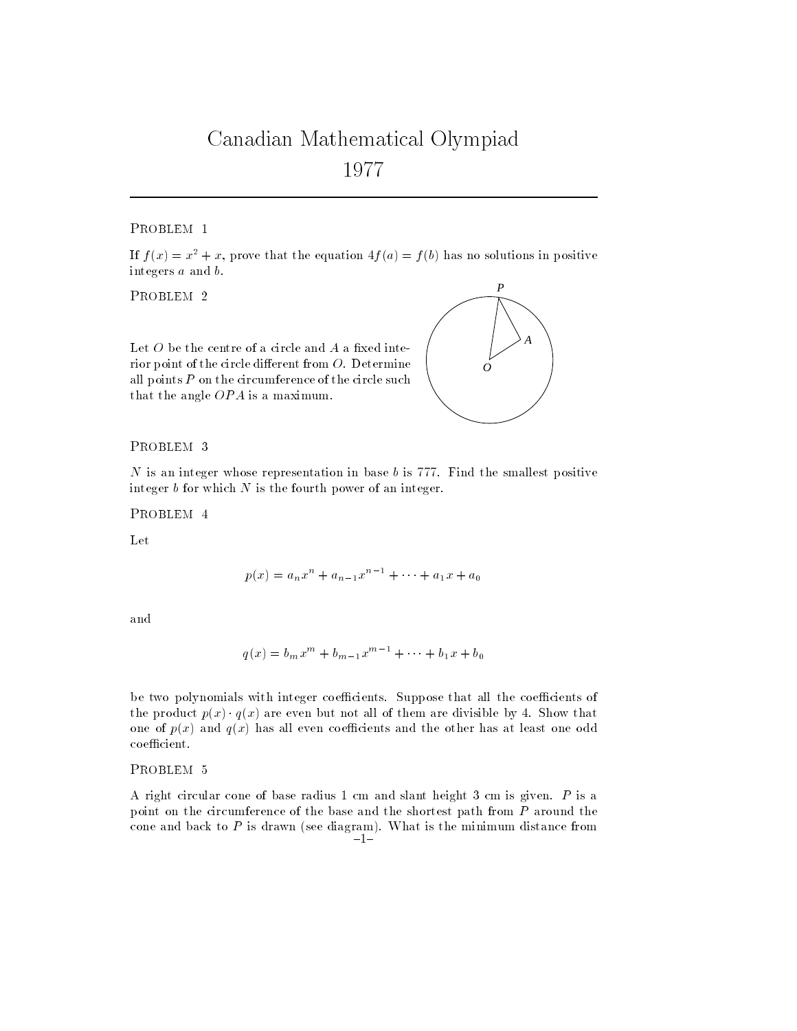# Canadian Mathematical Olympiad 1977

## Problem 1

If $f(x) = x^2 + x$, prove that the equation $4f(a) = f(b)$ has no solutions in positive integers $a$ and $b$.

## Problem 2

Let $O$ be the centre of a circle and $A$ a fixed interior point of the circle different from $O$. Determine all points $P$ on the circumference of the circle such that the angle $OPA$ is a maximum.

## Problem 3

$N$ is an integer whose representation in base $b$ is 777. Find the smallest positive integer $b$ for which $N$ is the fourth power of an integer.

## Problem 4

Let

$$p(x) = a_n x^n + a_{n-1} x^{n-1} + \cdots + a_1 x + a_0$$

and

$$q(x) = b_m x^m + b_{m-1} x^{m-1} + \cdots + b_1 x + b_0$$

be two polynomials with integer coefficients. Suppose that all the coefficients of the product $p(x) \cdot q(x)$ are even but not all of them are divisible by 4. Show that one of $p(x)$ and $q(x)$ has all even coefficients and the other has at least one odd coefficient.

## Problem 5

A right circular cone of base radius 1 cm and slant height 3 cm is given. $P$ is a point on the circumference of the base and the shortest path from $P$ around the cone and back to $P$ is drawn (see diagram). What is the minimum distance from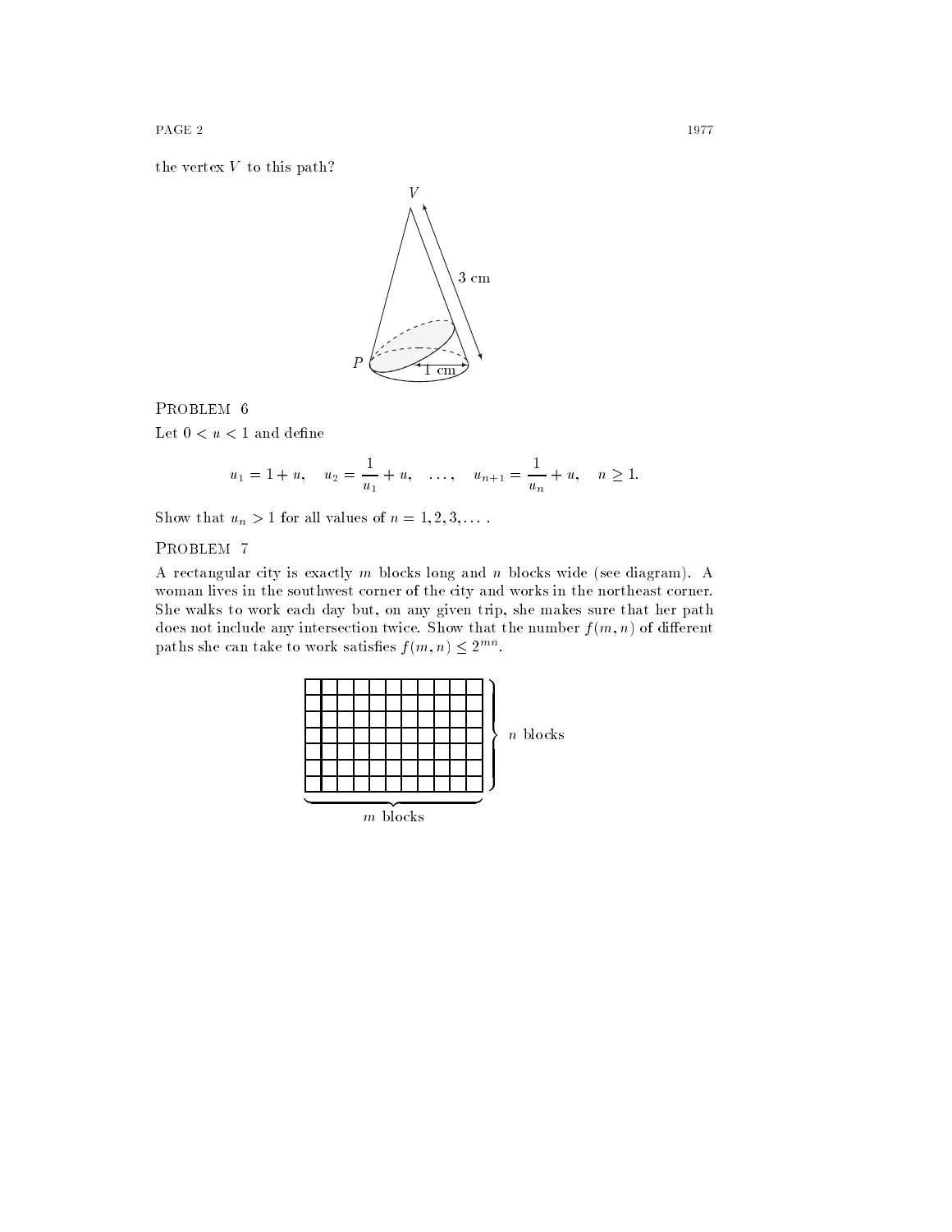the vertex $V$ to this path?

V

3 cm

P

1 cm

PROBLEM 6

Let $0 < u < 1$ and define

$$u_1 = 1 + u, \quad u_2 = \frac{1}{u_1} + u, \quad \ldots, \quad u_{n+1} = \frac{1}{u_n} + u, \quad n \geq 1.$$

Show that $u_n > 1$ for all values of $n = 1, 2, 3, \ldots$ .

PROBLEM 7

A rectangular city is exactly $m$ blocks long and $n$ blocks wide (see diagram). A woman lives in the southwest corner of the city and works in the northeast corner. She walks to work each day but, on any given trip, she makes sure that her path does not include any intersection twice. Show that the number $f(m, n)$ of different paths she can take to work satisfies $f(m, n) \leq 2^{mn}$.

$n$ blocks

$m$ blocks